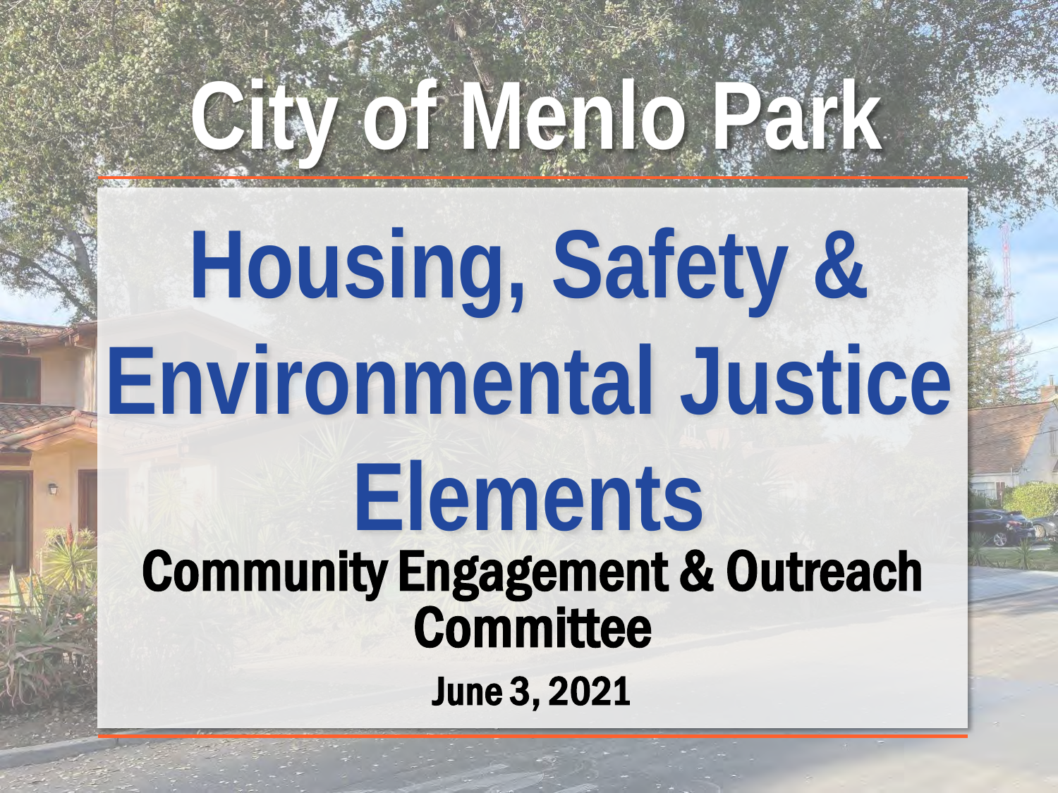# City of Menlo Park

## Housing, Safety & Environmental Justice Elements

### Community Engagement & Outreach Committee

June 3, 2021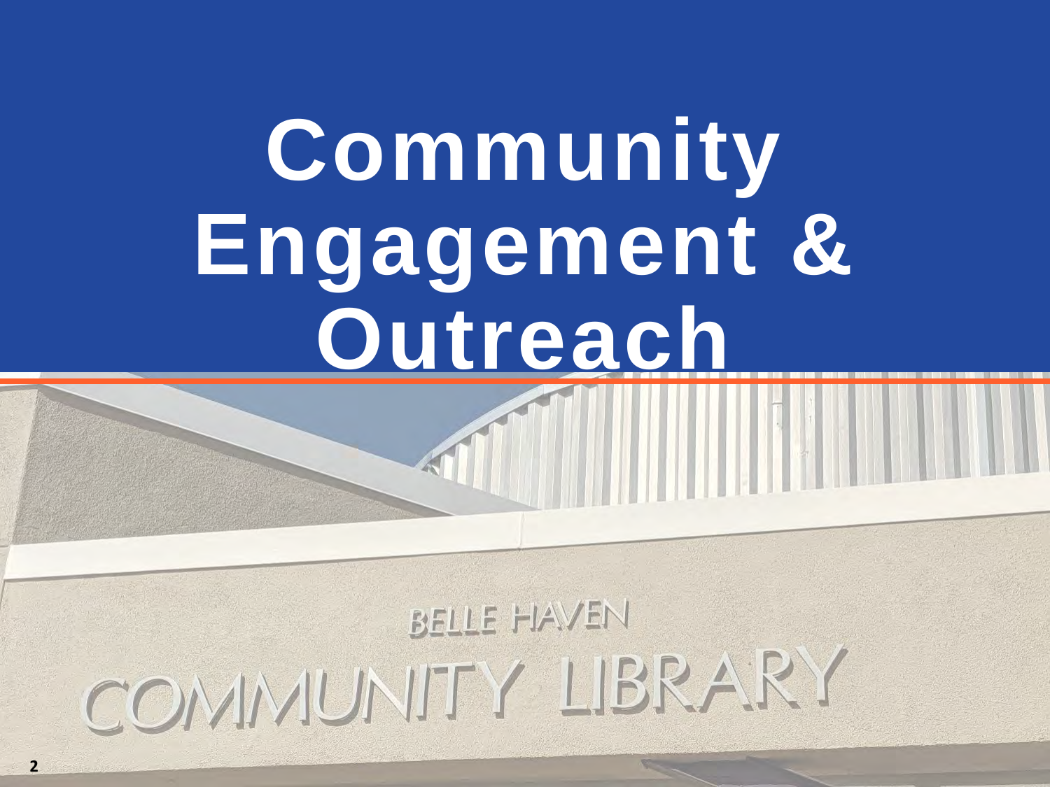# Community Engagement & Outreach

BELLE HAVEN

COMMUNITY LIBRARY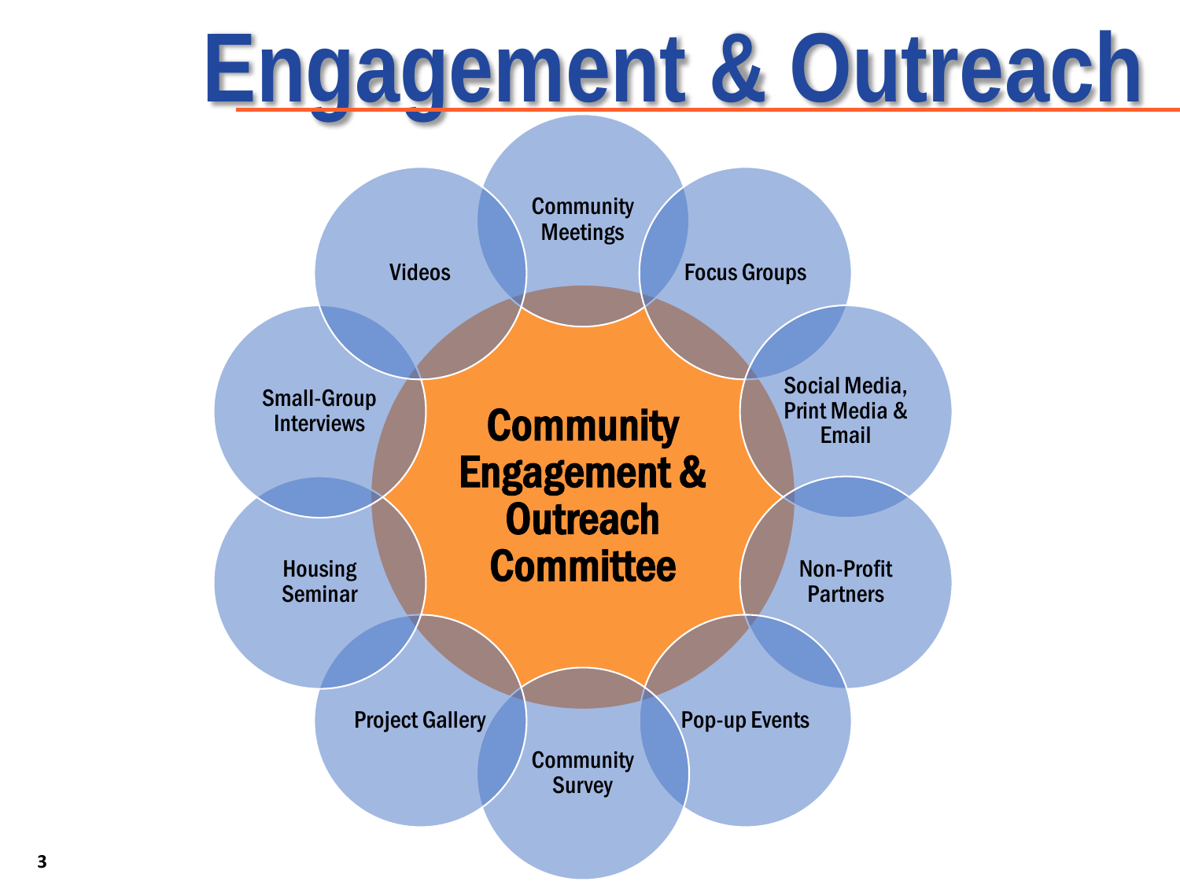# Engagement & Outreach

**Community Engagement & Outreach Committee**

- Community Meetings
- Focus Groups
- Social Media, Print Media & Email
- Non-Profit Partners
- Pop-up Events
- Community Survey
- Project Gallery
- Housing Seminar
- Small-Group Interviews
- Videos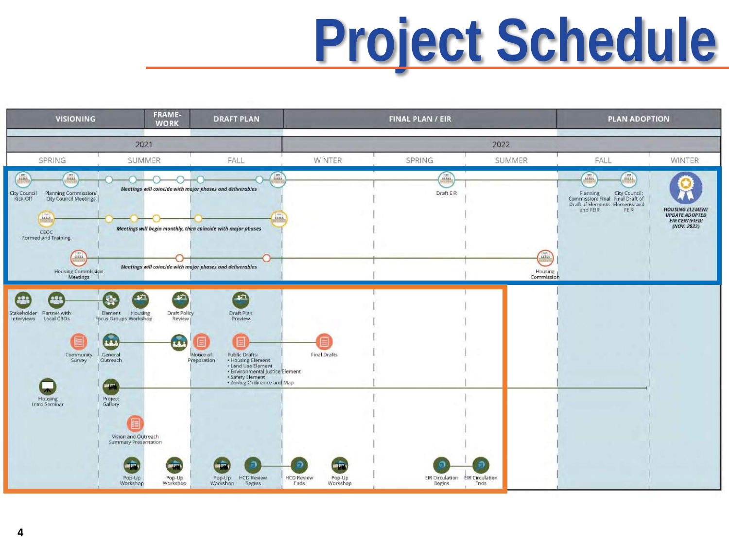# Project Schedule

| VISIONING | FRAMEWORK | DRAFT PLAN | FINAL PLAN / EIR | PLAN ADOPTION |
|---|---|---|---|---|

| 2021 | | | 2022 | | | | |
|---|---|---|---|---|---|---|---|
| SPRING | SUMMER | FALL | WINTER | SPRING | SUMMER | FALL | WINTER |

City Council Kick-Off

Planning Commission/ City Council Meetings

*Meetings will coincide with major phases and deliverables*

Draft EIR

Planning Commission: Final Draft of Elements and FEIR

City Council: Final Draft of Elements and FEIR

***HOUSING ELEMENT UPDATE ADOPTED EIR CERTIFIED! (NOV. 2022)***

CEOC Formed and Training

*Meetings will begin monthly, then coincide with major phases*

Housing Commission Meetings

*Meetings will coincide with major phases and deliverables*

Housing Commission

Stakeholder Interviews

Partner with Local CBOs

Element Focus Groups

Housing Workshop

Draft Policy Review

Draft Plan Preview

Community Survey

General Outreach

Notice of Preparation

Public Drafts:
- Housing Element
- Land Use Element
- Environmental Justice Element
- Safety Element
- Zoning Ordinance and Map

Final Drafts

Housing Intro Seminar

Project Gallery

Vision and Outreach Summary Presentation

Pop-Up Workshop

Pop-Up Workshop

Pop-Up Workshop

HCD Review Begins

HCD Review Ends

Pop-Up Workshop

EIR Circulation Begins

EIR Circulation Ends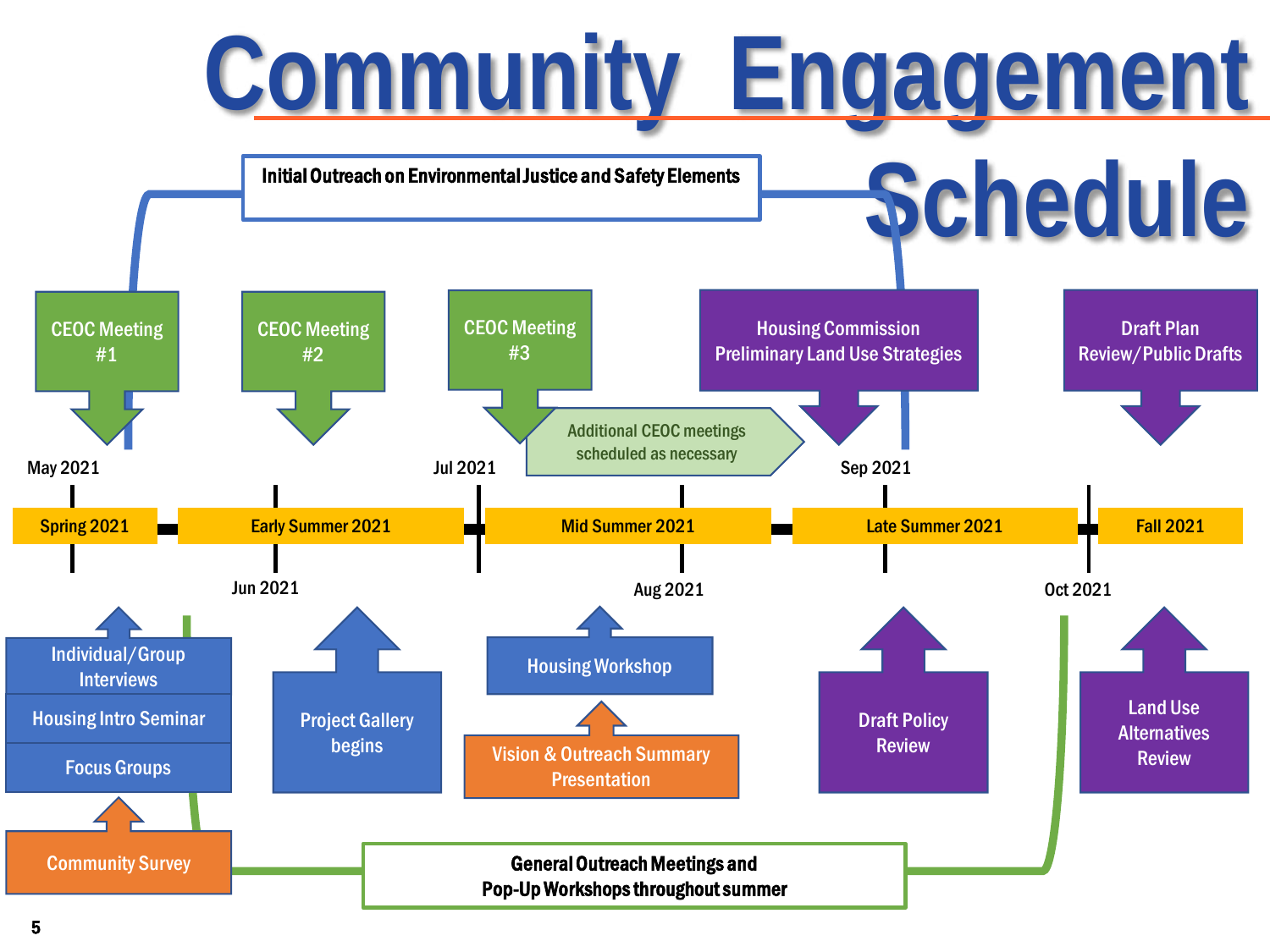# Community Engagement Schedule

**Initial Outreach on Environmental Justice and Safety Elements**

- CEOC Meeting #1
- CEOC Meeting #2
- CEOC Meeting #3
- Additional CEOC meetings scheduled as necessary
- Housing Commission Preliminary Land Use Strategies
- Draft Plan Review/Public Drafts

May 2021 | Jun 2021 | Jul 2021 | Aug 2021 | Sep 2021 | Oct 2021

| Spring 2021 | Early Summer 2021 | Mid Summer 2021 | Late Summer 2021 | Fall 2021 |
|---|---|---|---|---|
| Individual/Group Interviews; Housing Intro Seminar; Focus Groups; Community Survey | Project Gallery begins | Housing Workshop; Vision & Outreach Summary Presentation | Draft Policy Review | Land Use Alternatives Review |

**General Outreach Meetings and Pop-Up Workshops throughout summer**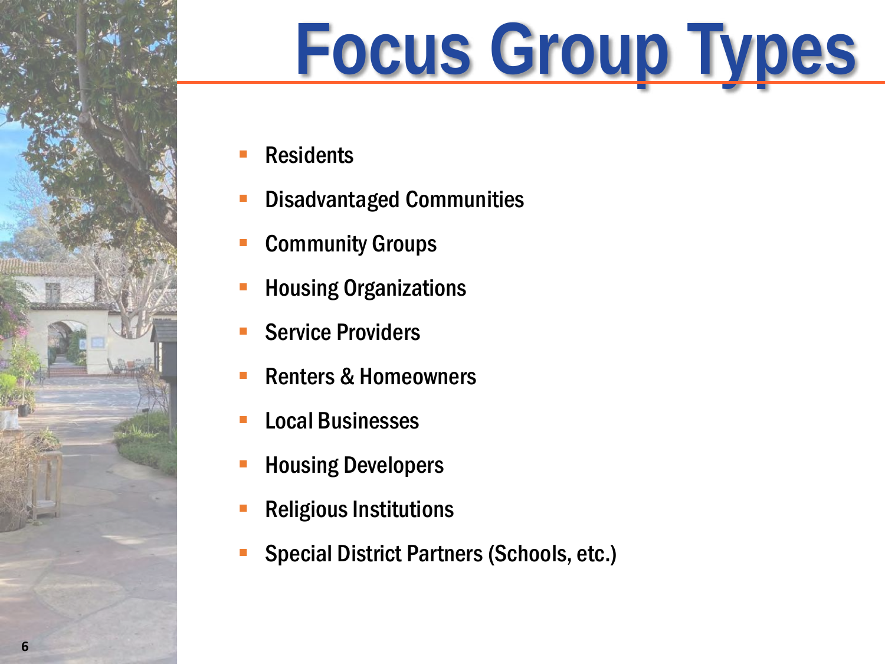# Focus Group Types

- Residents
- Disadvantaged Communities
- Community Groups
- Housing Organizations
- Service Providers
- Renters & Homeowners
- Local Businesses
- Housing Developers
- Religious Institutions
- Special District Partners (Schools, etc.)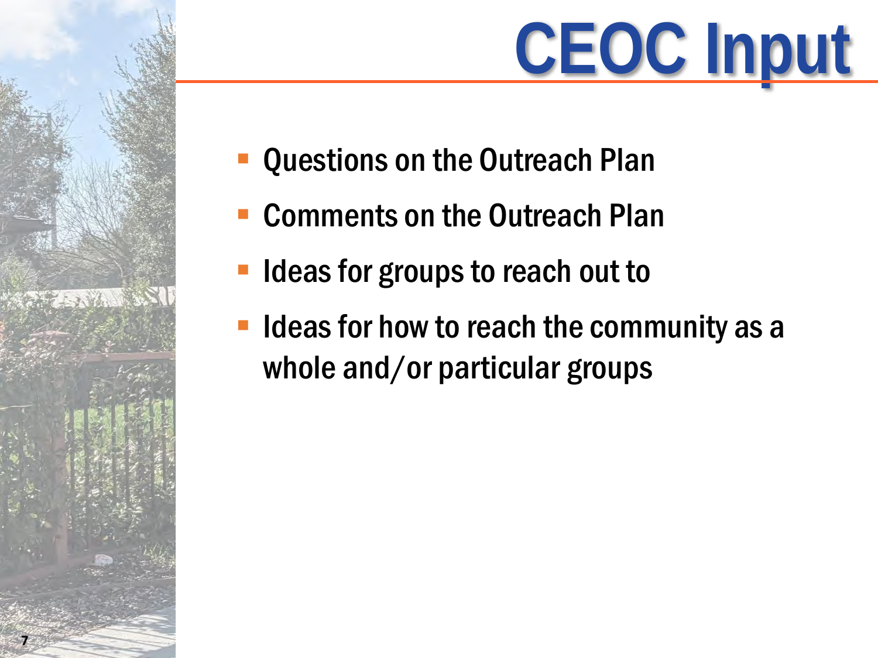# CEOC Input

- Questions on the Outreach Plan
- Comments on the Outreach Plan
- Ideas for groups to reach out to
- Ideas for how to reach the community as a whole and/or particular groups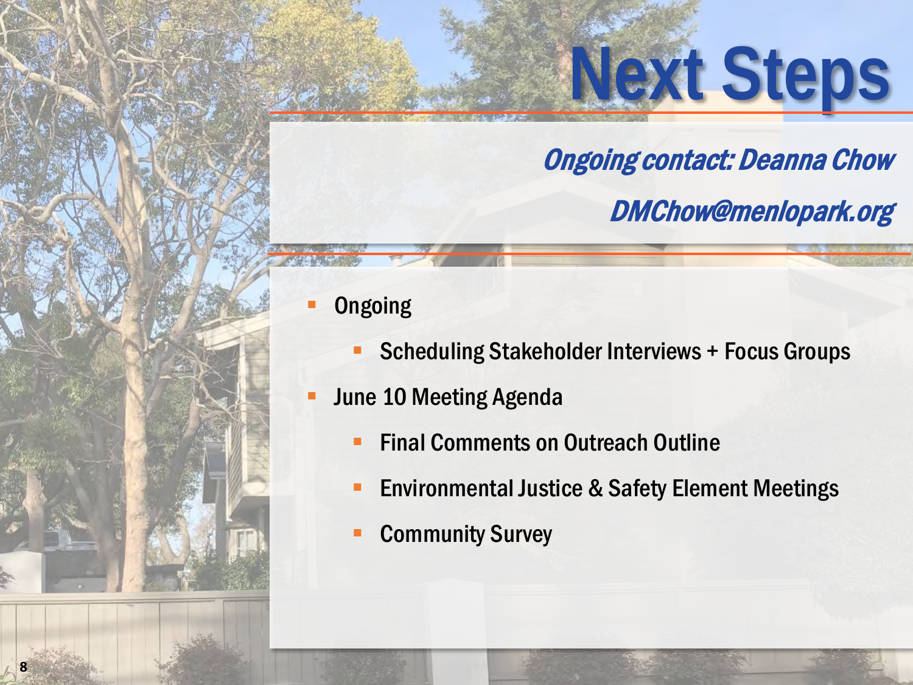# Next Steps

*Ongoing contact: Deanna Chow*

*DMChow@menlopark.org*

- Ongoing
  - Scheduling Stakeholder Interviews + Focus Groups
- June 10 Meeting Agenda
  - Final Comments on Outreach Outline
  - Environmental Justice & Safety Element Meetings
  - Community Survey